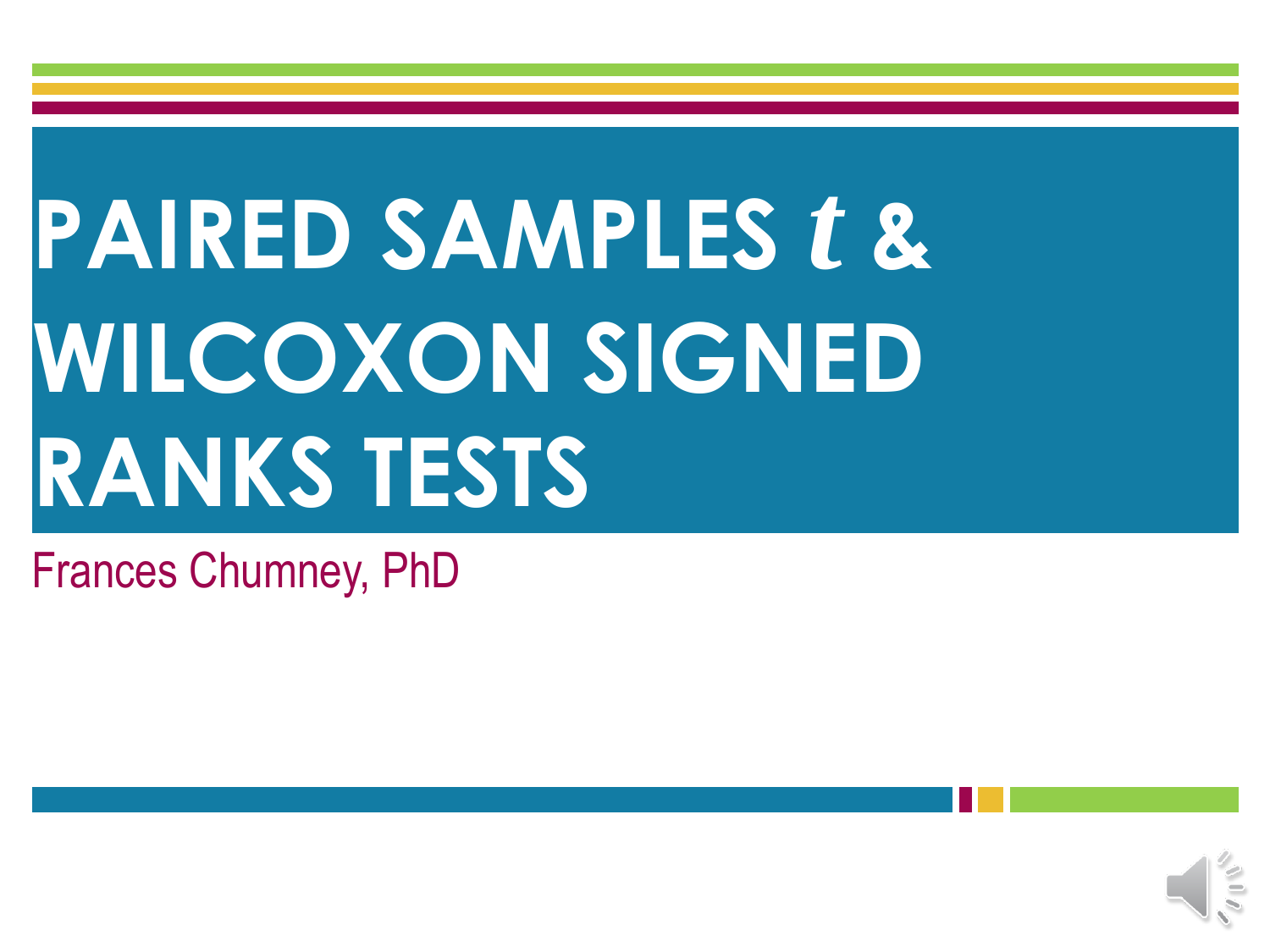# PAIRED SAMPLES *t* & WILCOXON SIGNED RANKS TESTS

Frances Chumney, PhD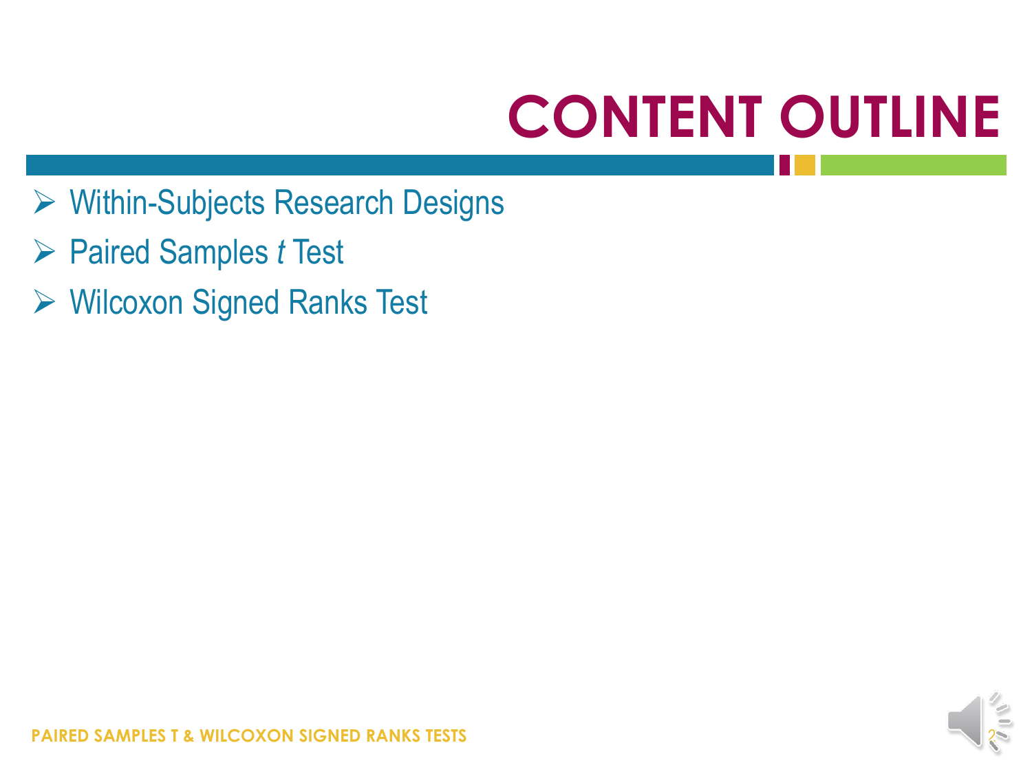# CONTENT OUTLINE

- Within-Subjects Research Designs
- Paired Samples *t* Test
- Wilcoxon Signed Ranks Test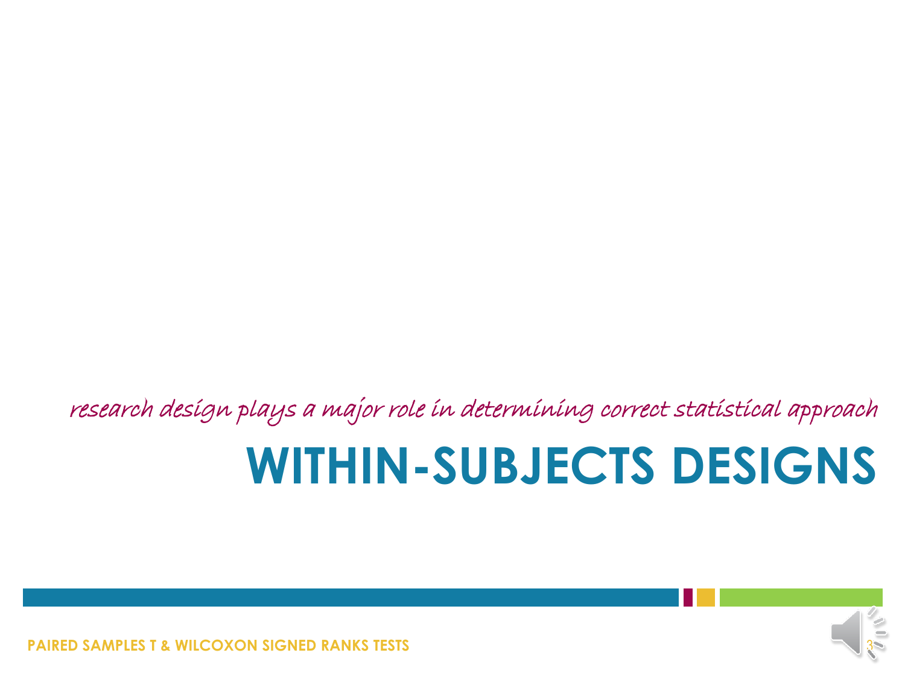*research design plays a major role in determining correct statistical approach*

# WITHIN-SUBJECTS DESIGNS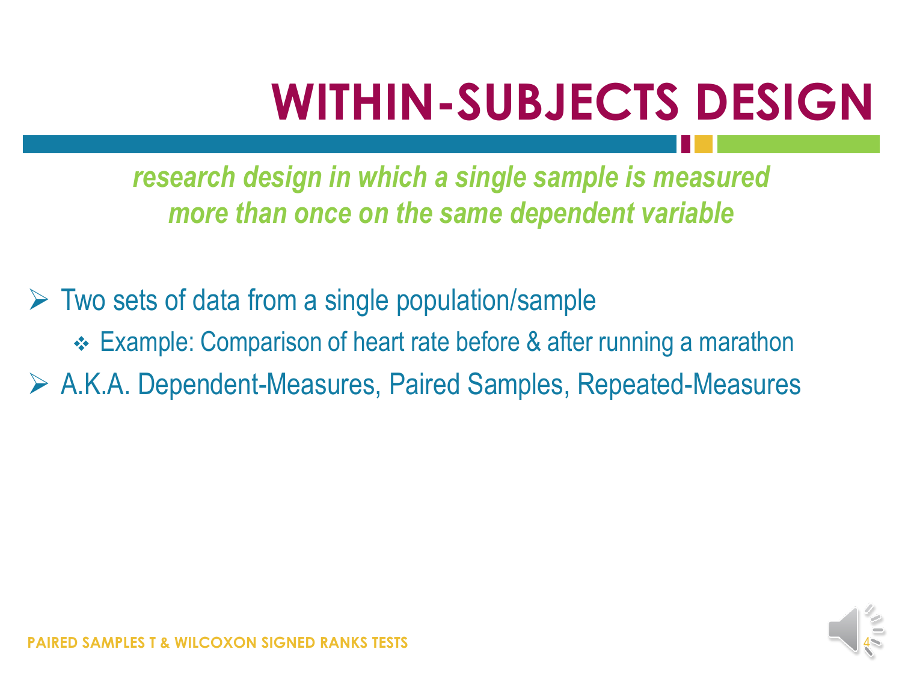# WITHIN-SUBJECTS DESIGN

***research design in which a single sample is measured more than once on the same dependent variable***

- Two sets of data from a single population/sample
  - Example: Comparison of heart rate before & after running a marathon
- A.K.A. Dependent-Measures, Paired Samples, Repeated-Measures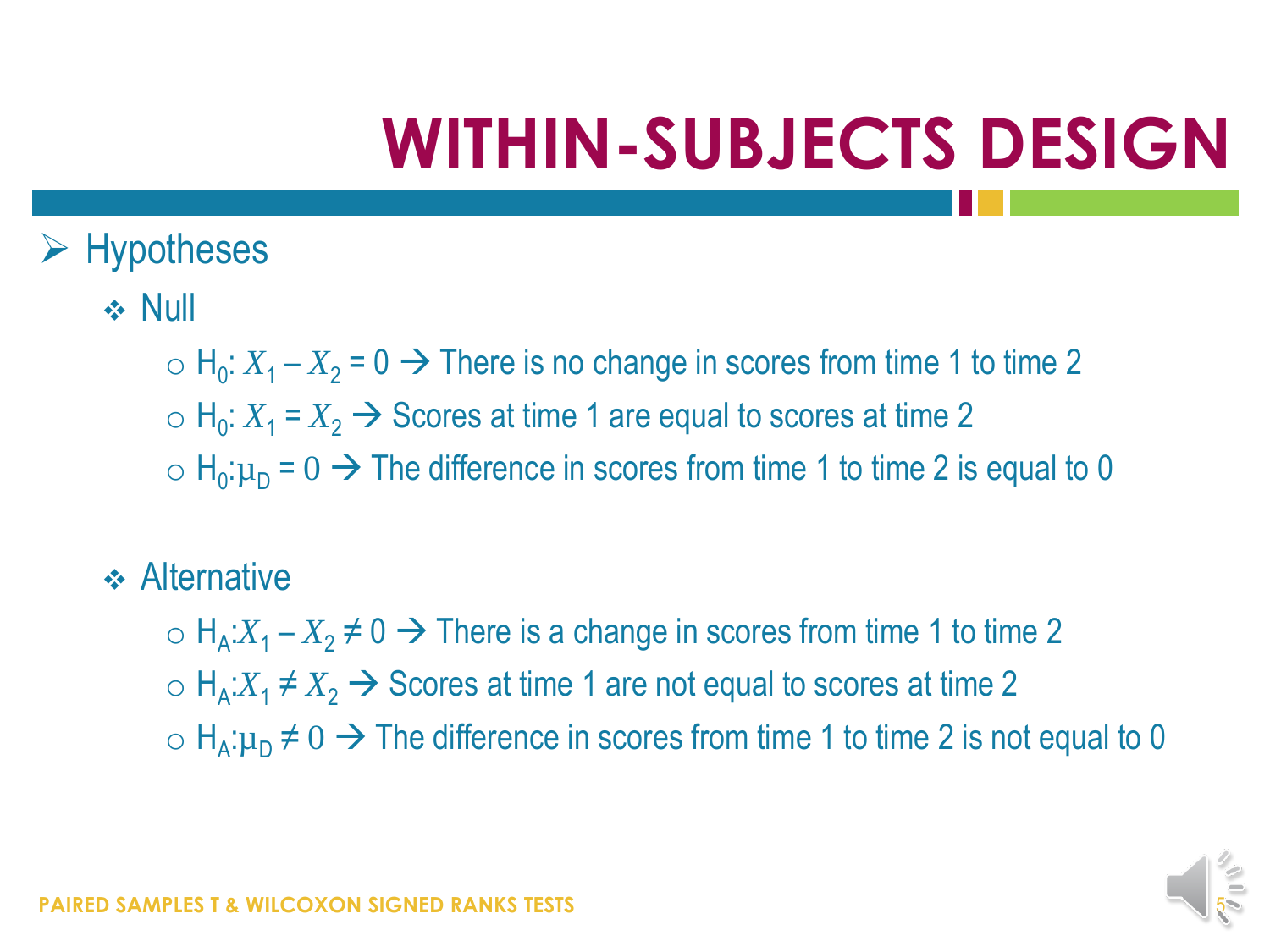# WITHIN-SUBJECTS DESIGN

- Hypotheses
  - Null
    - $H_0$: $X_1 - X_2 = 0$ → There is no change in scores from time 1 to time 2
    - $H_0$: $X_1 = X_2$ → Scores at time 1 are equal to scores at time 2
    - $H_0$: $\mu_D = 0$ → The difference in scores from time 1 to time 2 is equal to 0
  - Alternative
    - $H_A$: $X_1 - X_2 \neq 0$ → There is a change in scores from time 1 to time 2
    - $H_A$: $X_1 \neq X_2$ → Scores at time 1 are not equal to scores at time 2
    - $H_A$: $\mu_D \neq 0$ → The difference in scores from time 1 to time 2 is not equal to 0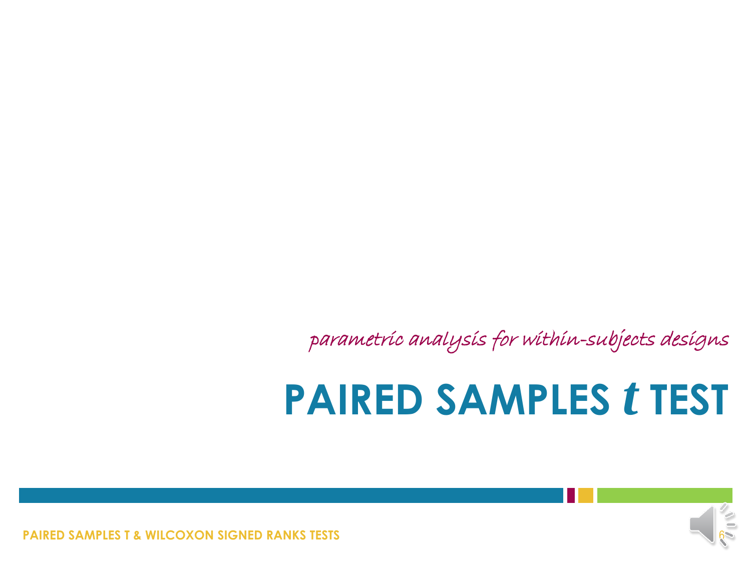*parametric analysis for within-subjects designs*

# PAIRED SAMPLES *t* TEST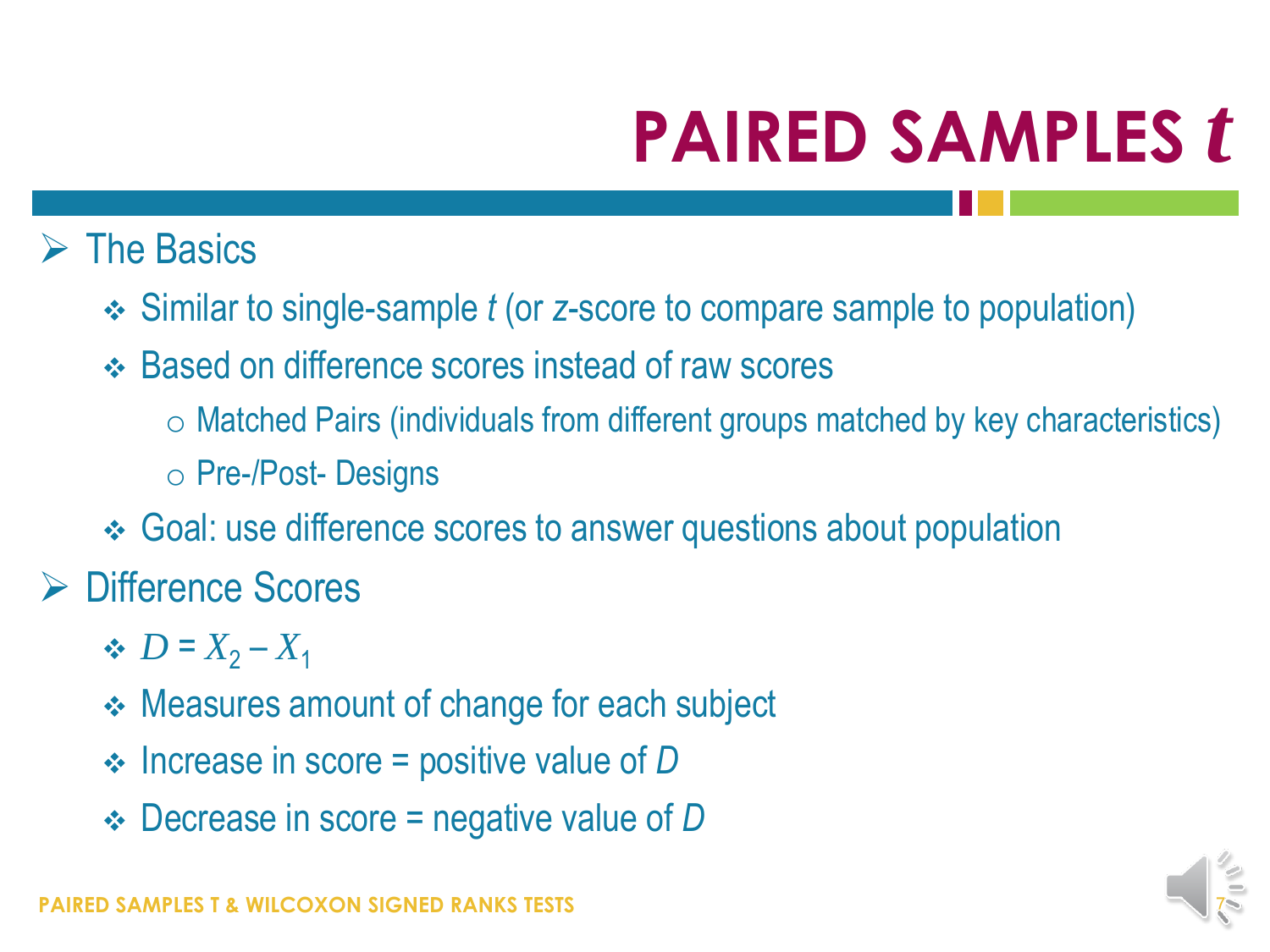# PAIRED SAMPLES *t*

- The Basics
  - Similar to single-sample *t* (or *z*-score to compare sample to population)
  - Based on difference scores instead of raw scores
    - Matched Pairs (individuals from different groups matched by key characteristics)
    - Pre-/Post- Designs
  - Goal: use difference scores to answer questions about population
- Difference Scores
  - $D = X_2 - X_1$
  - Measures amount of change for each subject
  - Increase in score = positive value of *D*
  - Decrease in score = negative value of *D*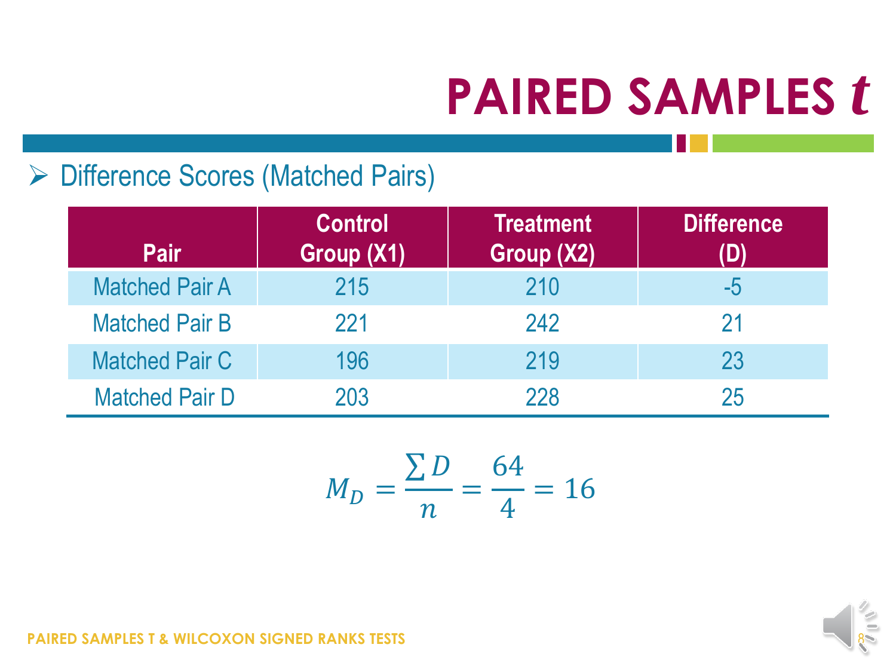# PAIRED SAMPLES *t*

- Difference Scores (Matched Pairs)

| Pair | Control Group (X1) | Treatment Group (X2) | Difference (D) |
|---|---|---|---|
| Matched Pair A | 215 | 210 | -5 |
| Matched Pair B | 221 | 242 | 21 |
| Matched Pair C | 196 | 219 | 23 |
| Matched Pair D | 203 | 228 | 25 |

$$M_D = \frac{\sum D}{n} = \frac{64}{4} = 16$$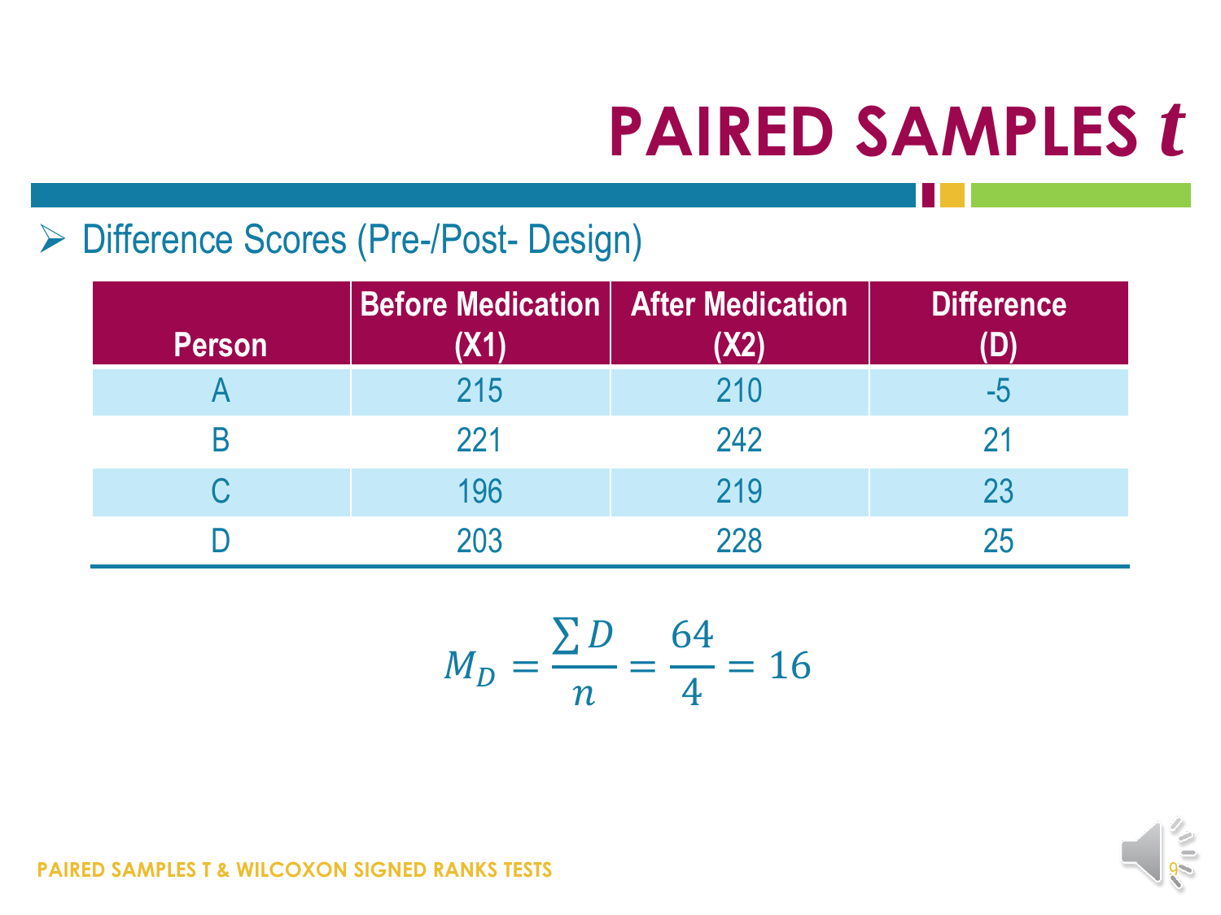# PAIRED SAMPLES *t*

- Difference Scores (Pre-/Post- Design)

| Person | Before Medication (X1) | After Medication (X2) | Difference (D) |
|---|---|---|---|
| A | 215 | 210 | -5 |
| B | 221 | 242 | 21 |
| C | 196 | 219 | 23 |
| D | 203 | 228 | 25 |

$$M_D = \frac{\sum D}{n} = \frac{64}{4} = 16$$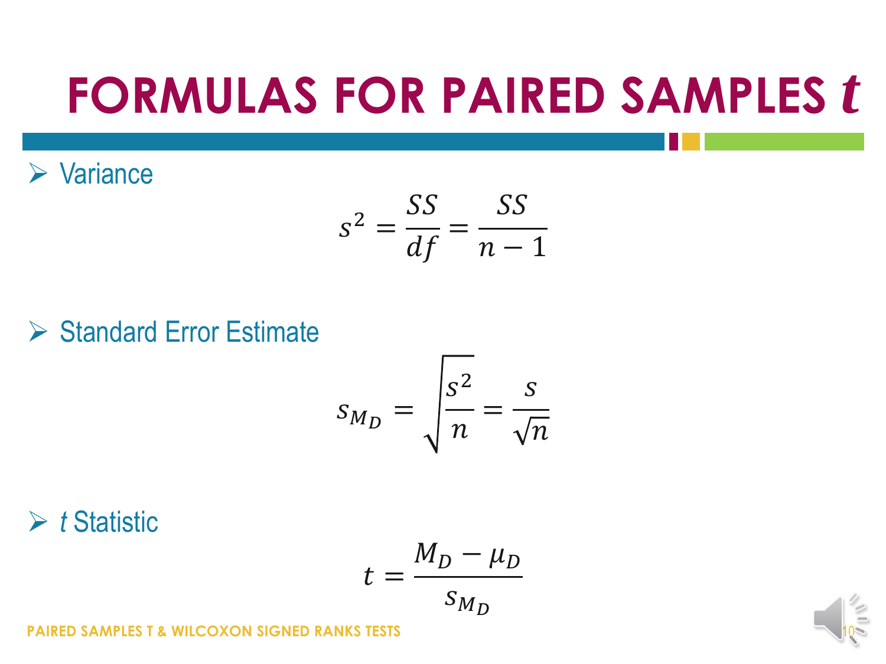# FORMULAS FOR PAIRED SAMPLES *t*

- Variance

$$s^2 = \frac{SS}{df} = \frac{SS}{n-1}$$

- Standard Error Estimate

$$s_{M_D} = \sqrt{\frac{s^2}{n}} = \frac{s}{\sqrt{n}}$$

- *t* Statistic

$$t = \frac{M_D - \mu_D}{s_{M_D}}$$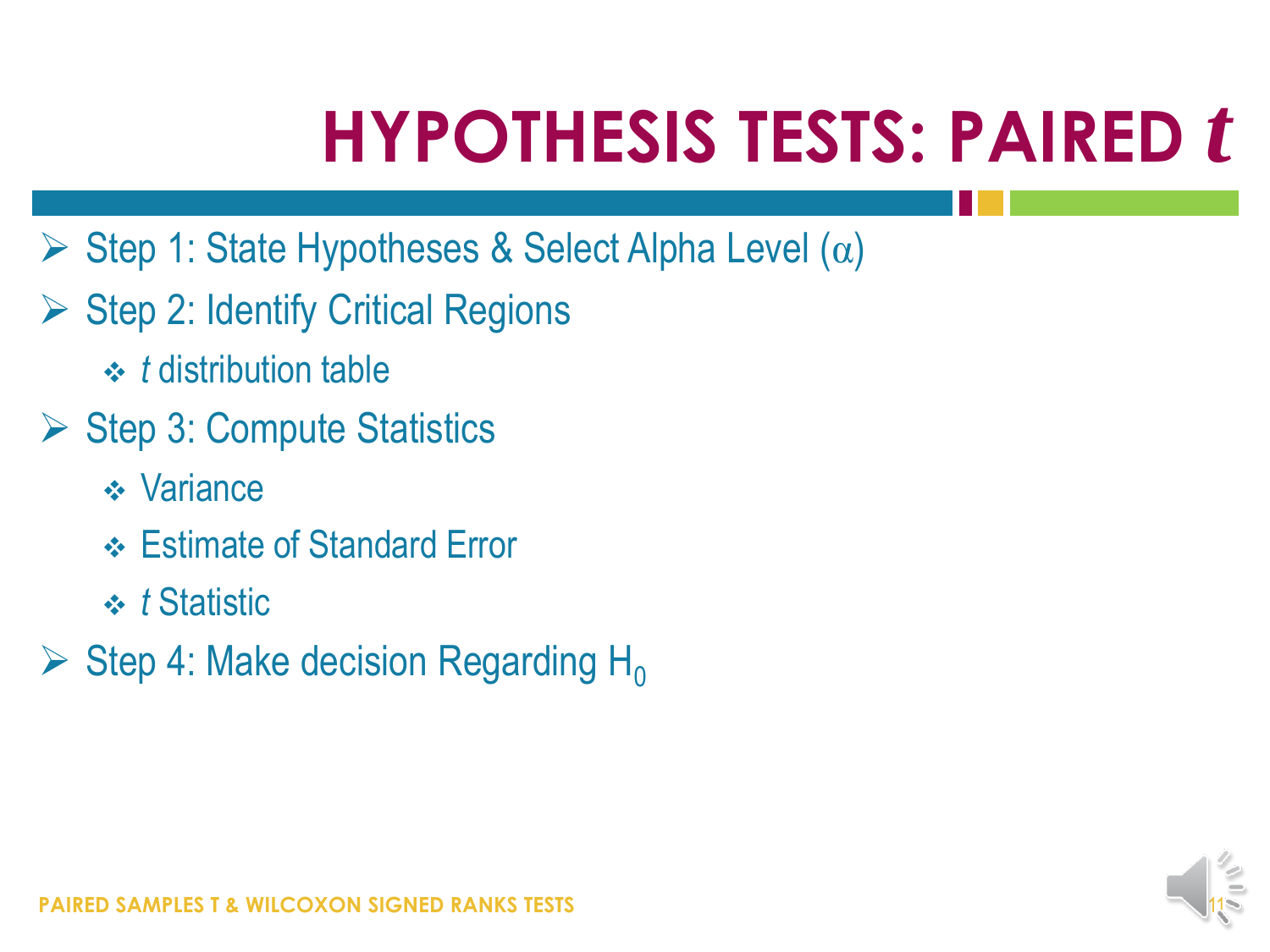# HYPOTHESIS TESTS: PAIRED *t*

- Step 1: State Hypotheses & Select Alpha Level ($\alpha$)
- Step 2: Identify Critical Regions
  - *t* distribution table
- Step 3: Compute Statistics
  - Variance
  - Estimate of Standard Error
  - *t* Statistic
- Step 4: Make decision Regarding $H_0$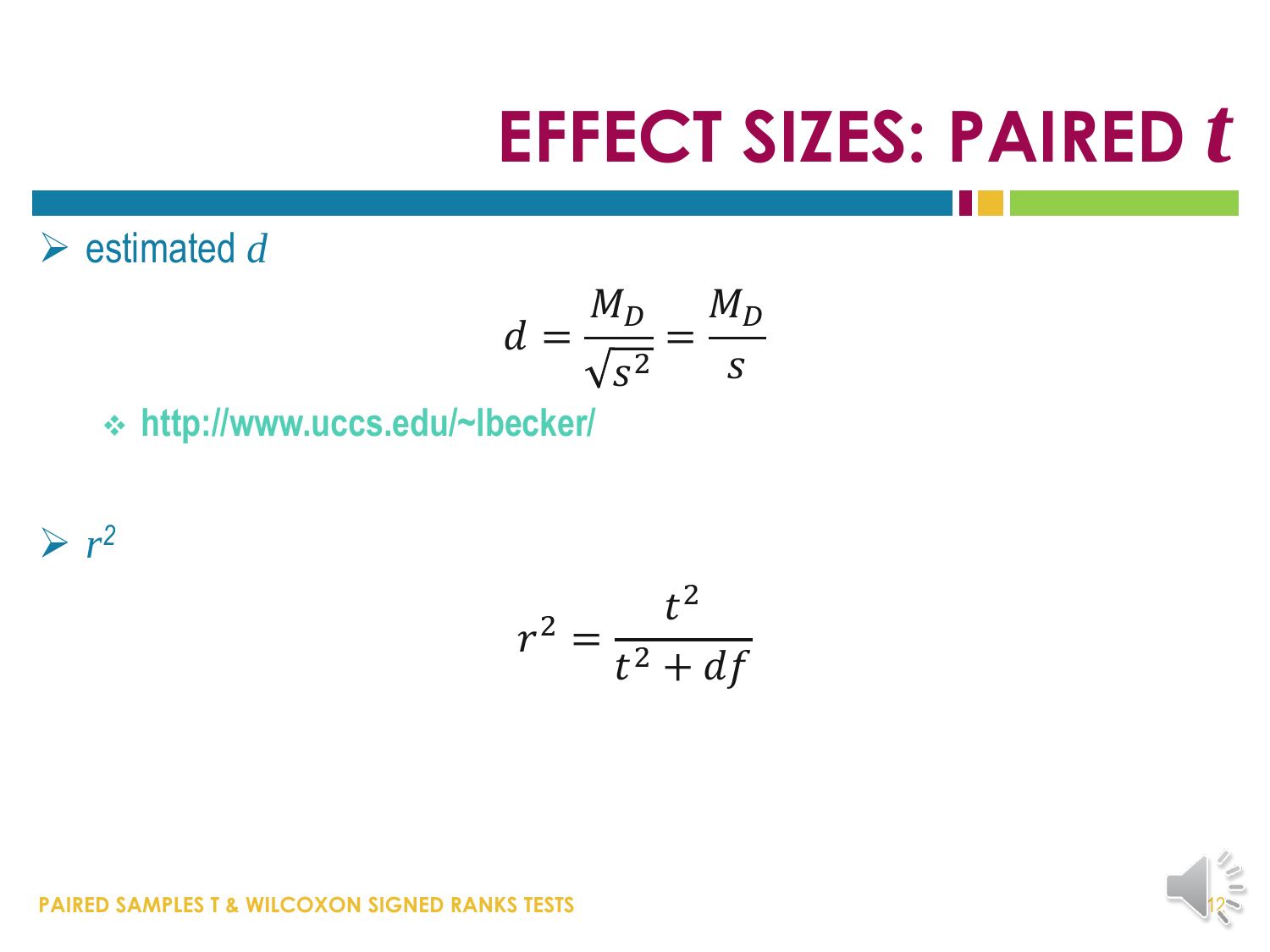# EFFECT SIZES: PAIRED *t*

- estimated $d$

$$d = \frac{M_D}{\sqrt{s^2}} = \frac{M_D}{s}$$

  - http://www.uccs.edu/~lbecker/

- $r^2$

$$r^2 = \frac{t^2}{t^2 + df}$$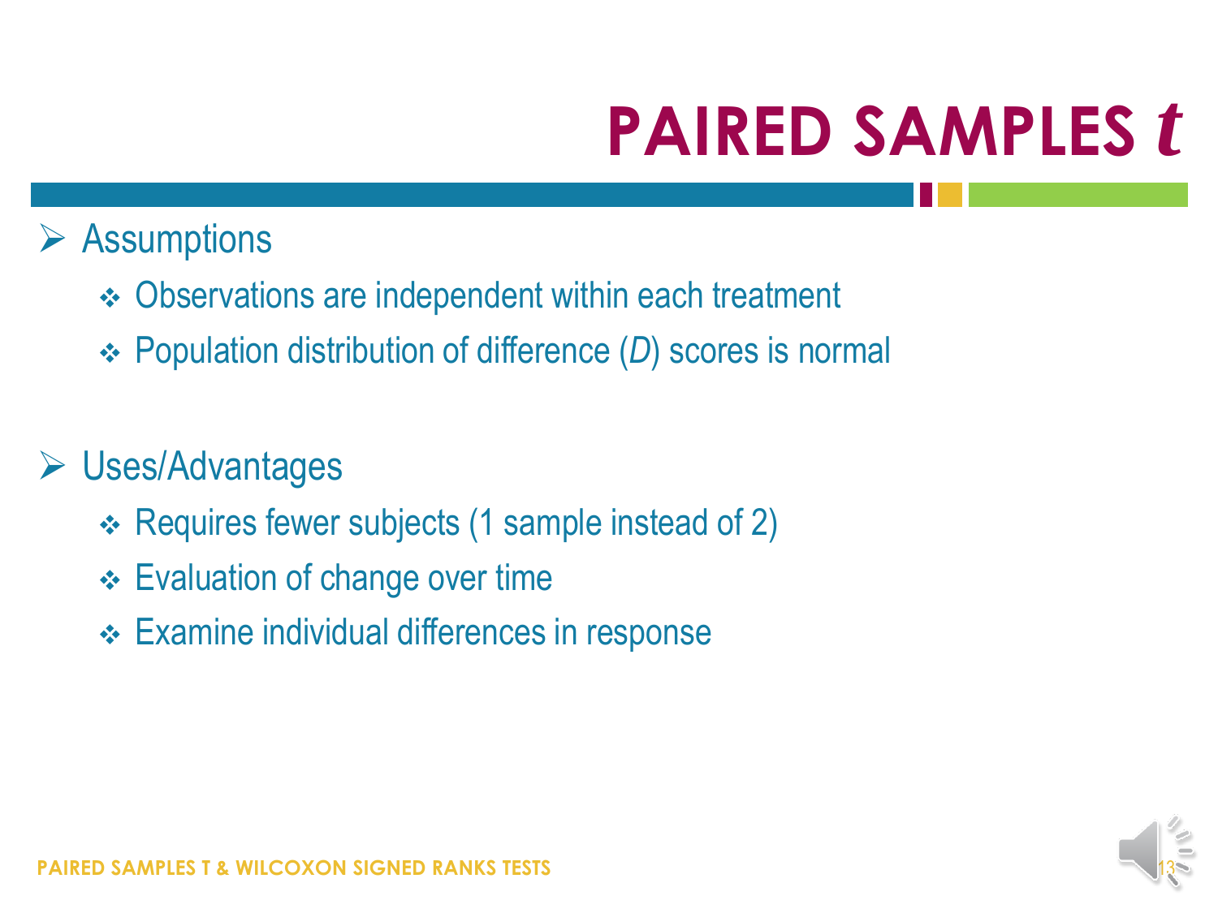# PAIRED SAMPLES *t*

- Assumptions
  - Observations are independent within each treatment
  - Population distribution of difference (*D*) scores is normal

- Uses/Advantages
  - Requires fewer subjects (1 sample instead of 2)
  - Evaluation of change over time
  - Examine individual differences in response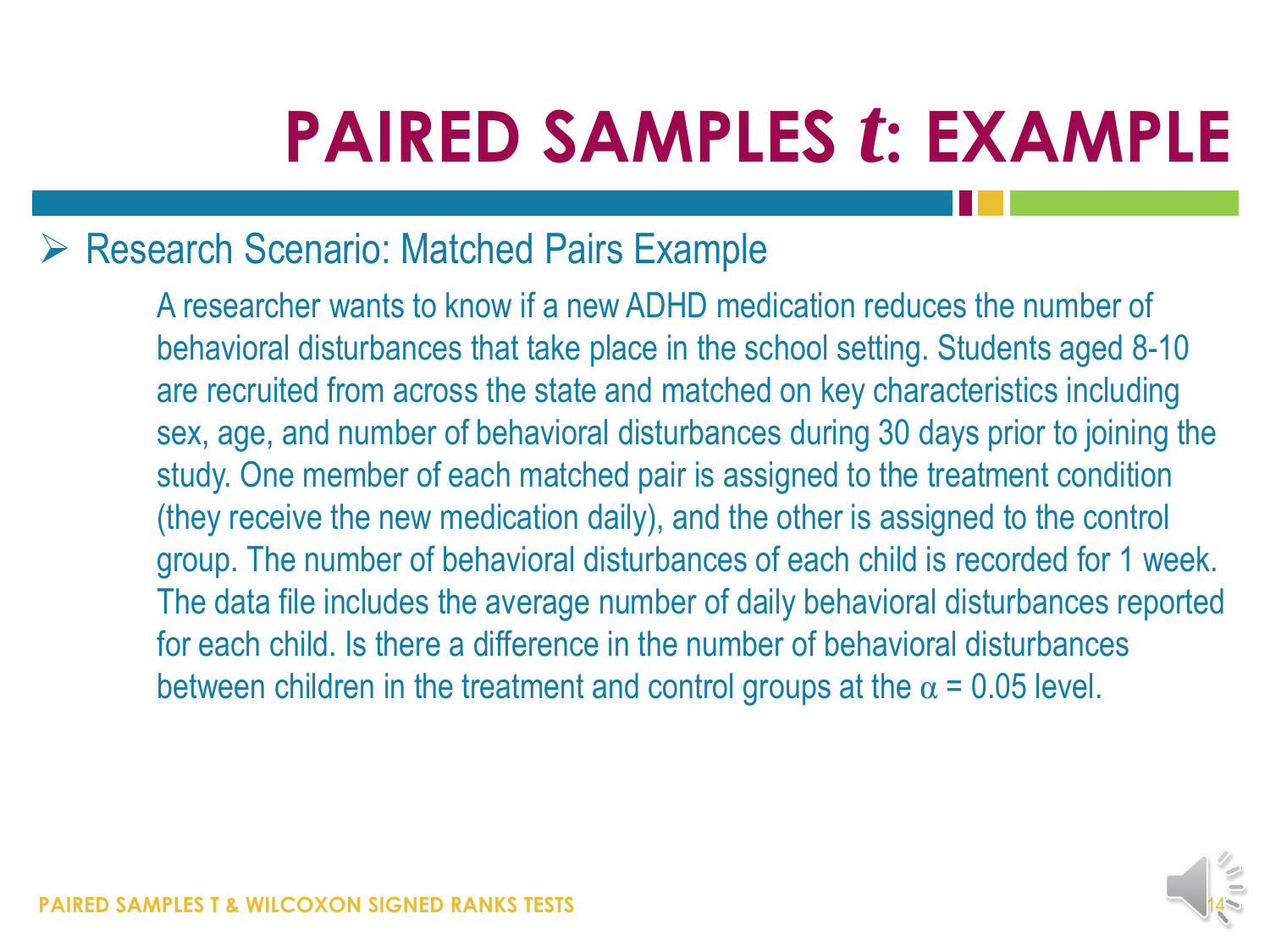# PAIRED SAMPLES *t*: EXAMPLE

- Research Scenario: Matched Pairs Example

  A researcher wants to know if a new ADHD medication reduces the number of behavioral disturbances that take place in the school setting. Students aged 8-10 are recruited from across the state and matched on key characteristics including sex, age, and number of behavioral disturbances during 30 days prior to joining the study. One member of each matched pair is assigned to the treatment condition (they receive the new medication daily), and the other is assigned to the control group. The number of behavioral disturbances of each child is recorded for 1 week. The data file includes the average number of daily behavioral disturbances reported for each child. Is there a difference in the number of behavioral disturbances between children in the treatment and control groups at the $\alpha = 0.05$ level.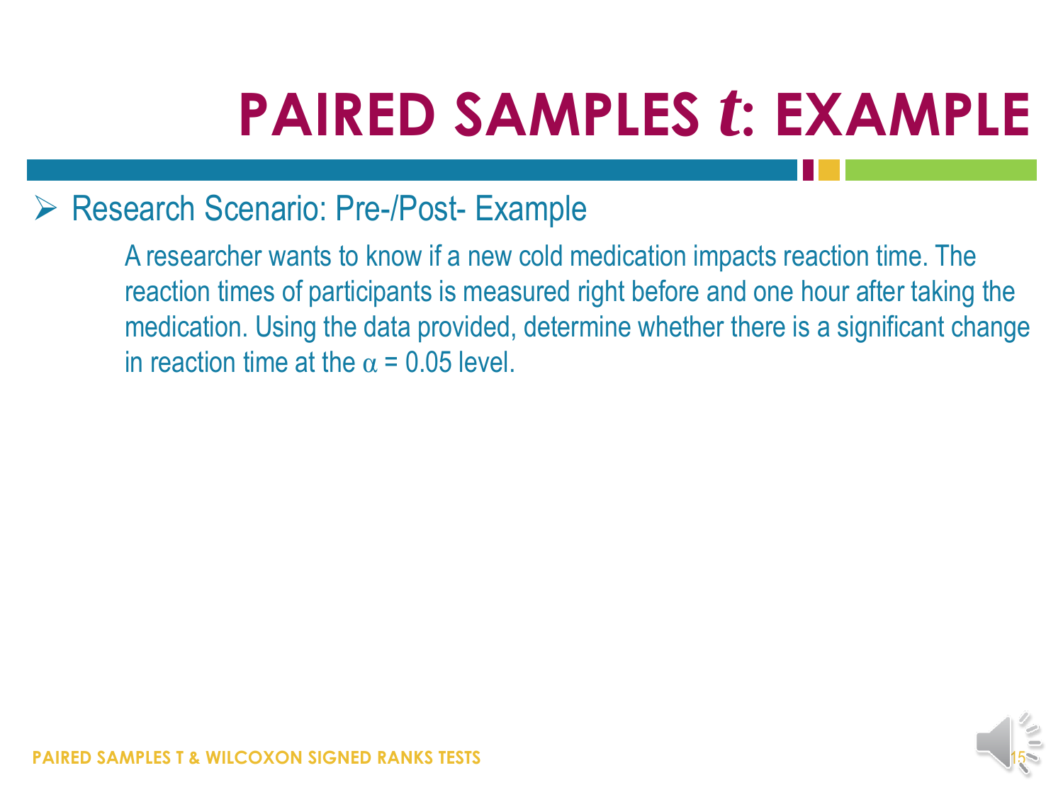# PAIRED SAMPLES *t*: EXAMPLE

- Research Scenario: Pre-/Post- Example

  A researcher wants to know if a new cold medication impacts reaction time. The reaction times of participants is measured right before and one hour after taking the medication. Using the data provided, determine whether there is a significant change in reaction time at the $\alpha = 0.05$ level.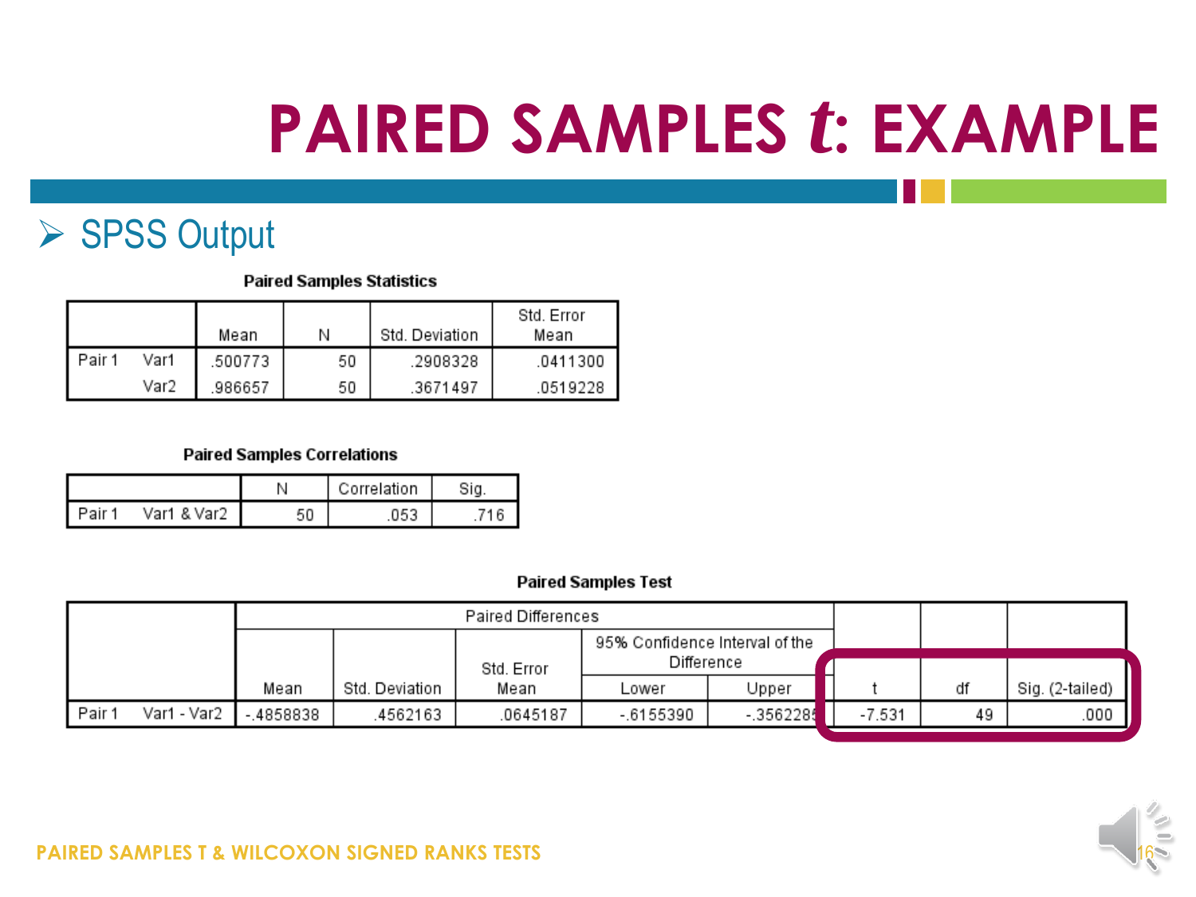# PAIRED SAMPLES *t*: EXAMPLE

- SPSS Output

**Paired Samples Statistics**

| | | Mean | N | Std. Deviation | Std. Error Mean |
|---|---|---|---|---|---|
| Pair 1 | Var1 | .500773 | 50 | .2908328 | .0411300 |
| | Var2 | .986657 | 50 | .3671497 | .0519228 |

**Paired Samples Correlations**

| | | N | Correlation | Sig. |
|---|---|---|---|---|
| Pair 1 | Var1 & Var2 | 50 | .053 | .716 |

**Paired Samples Test**

| | | Paired Differences | | | | | t | df | Sig. (2-tailed) |
|---|---|---|---|---|---|---|---|---|---|
| | | Mean | Std. Deviation | Std. Error Mean | 95% Confidence Interval of the Difference | | | | |
| | | | | | Lower | Upper | | | |
| Pair 1 | Var1 - Var2 | -.4858838 | .4562163 | .0645187 | -.6155390 | -.3562285 | -7.531 | 49 | .000 |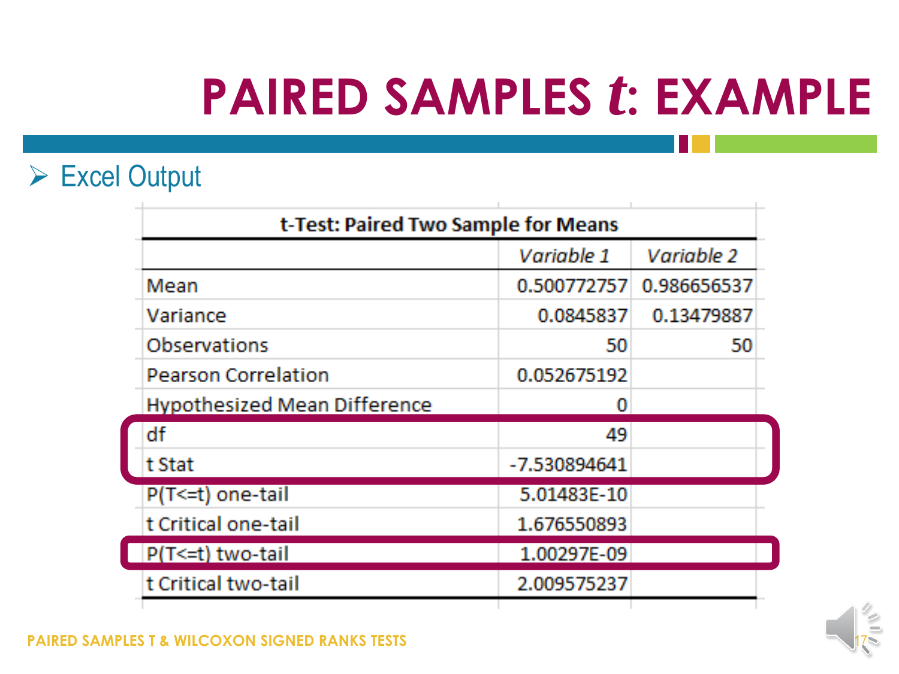# PAIRED SAMPLES *t*: EXAMPLE

- Excel Output

| t-Test: Paired Two Sample for Means | | |
|---|---|---|
| | *Variable 1* | *Variable 2* |
| Mean | 0.500772757 | 0.986656537 |
| Variance | 0.0845837 | 0.13479887 |
| Observations | 50 | 50 |
| Pearson Correlation | 0.052675192 | |
| Hypothesized Mean Difference | 0 | |
| df | 49 | |
| t Stat | -7.530894641 | |
| P(T<=t) one-tail | 5.01483E-10 | |
| t Critical one-tail | 1.676550893 | |
| P(T<=t) two-tail | 1.00297E-09 | |
| t Critical two-tail | 2.009575237 | |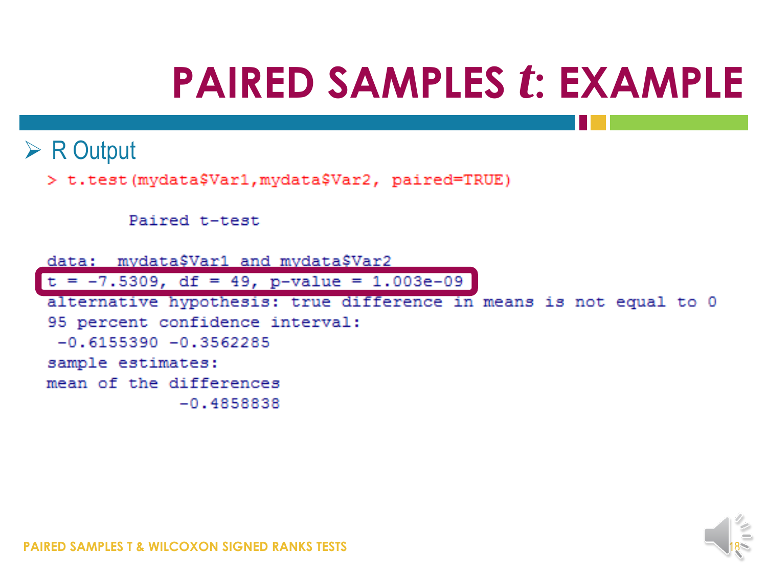# PAIRED SAMPLES *t*: EXAMPLE

- R Output

```
> t.test(mydata$Var1,mydata$Var2, paired=TRUE)

        Paired t-test

data:  mydata$Var1 and mydata$Var2
t = -7.5309, df = 49, p-value = 1.003e-09
alternative hypothesis: true difference in means is not equal to 0
95 percent confidence interval:
 -0.6155390 -0.3562285
sample estimates:
mean of the differences
             -0.4858838
```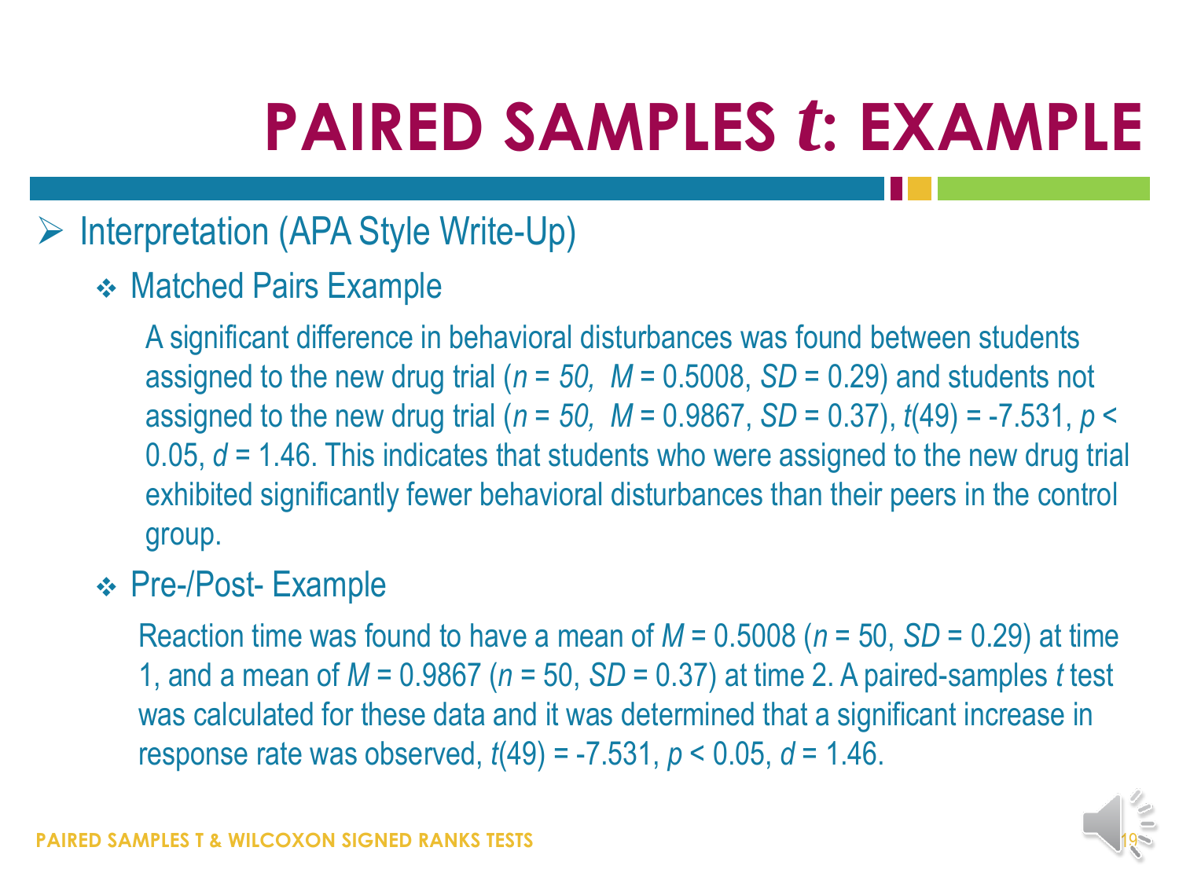# PAIRED SAMPLES *t*: EXAMPLE

- Interpretation (APA Style Write-Up)
  - Matched Pairs Example

    A significant difference in behavioral disturbances was found between students assigned to the new drug trial ($n = 50$, $M = 0.5008$, $SD = 0.29$) and students not assigned to the new drug trial ($n = 50$, $M = 0.9867$, $SD = 0.37$), $t(49) = -7.531$, $p < 0.05$, $d = 1.46$. This indicates that students who were assigned to the new drug trial exhibited significantly fewer behavioral disturbances than their peers in the control group.

  - Pre-/Post- Example

    Reaction time was found to have a mean of $M = 0.5008$ ($n = 50$, $SD = 0.29$) at time 1, and a mean of $M = 0.9867$ ($n = 50$, $SD = 0.37$) at time 2. A paired-samples *t* test was calculated for these data and it was determined that a significant increase in response rate was observed, $t(49) = -7.531$, $p < 0.05$, $d = 1.46$.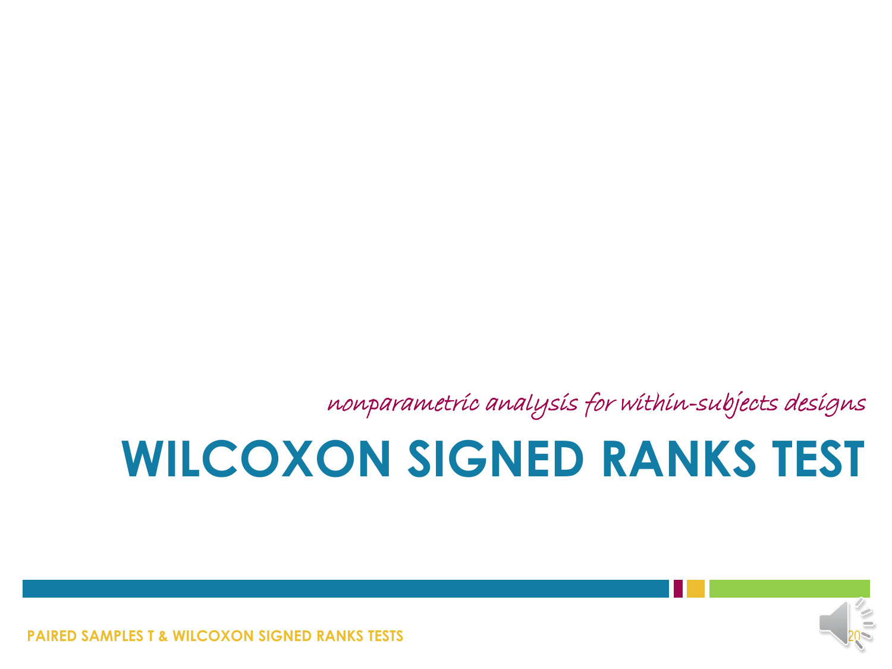*nonparametric analysis for within-subjects designs*

# WILCOXON SIGNED RANKS TEST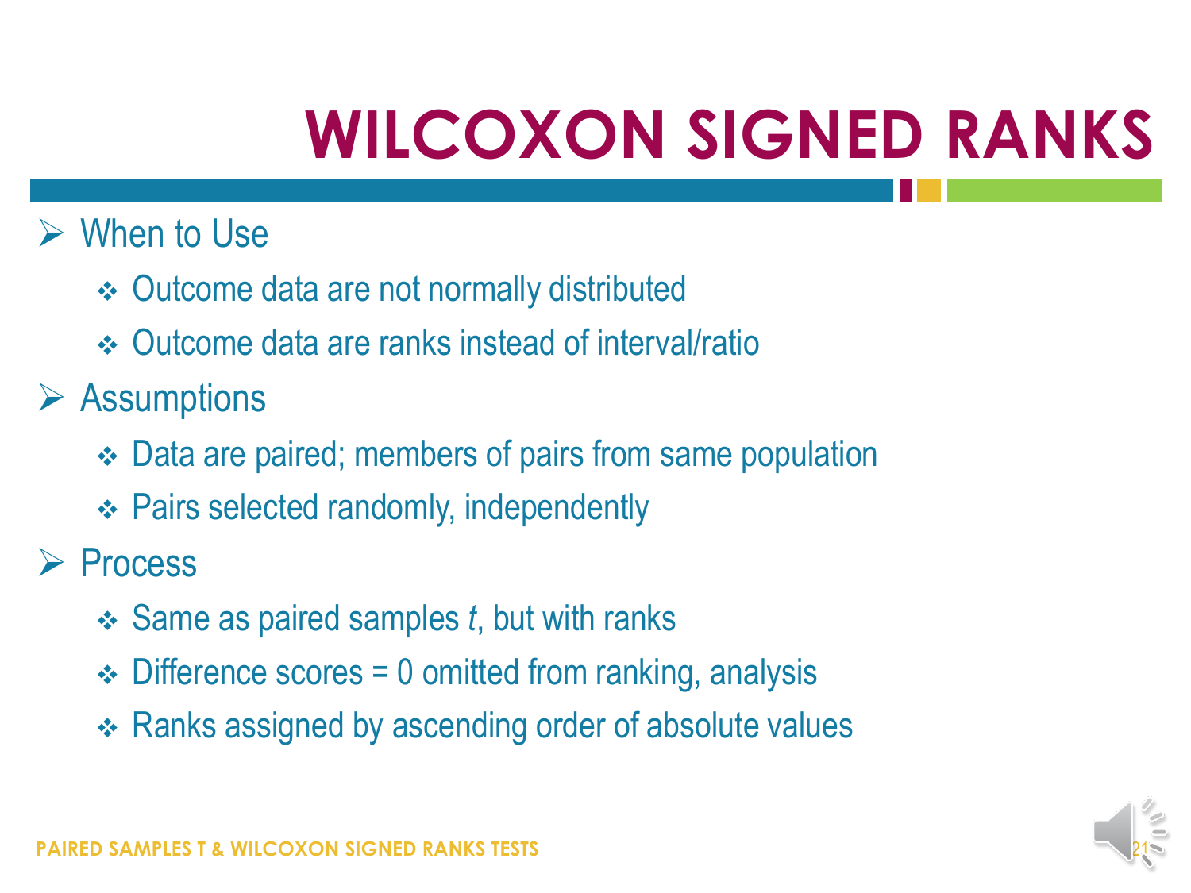# WILCOXON SIGNED RANKS

- When to Use
  - Outcome data are not normally distributed
  - Outcome data are ranks instead of interval/ratio
- Assumptions
  - Data are paired; members of pairs from same population
  - Pairs selected randomly, independently
- Process
  - Same as paired samples *t*, but with ranks
  - Difference scores = 0 omitted from ranking, analysis
  - Ranks assigned by ascending order of absolute values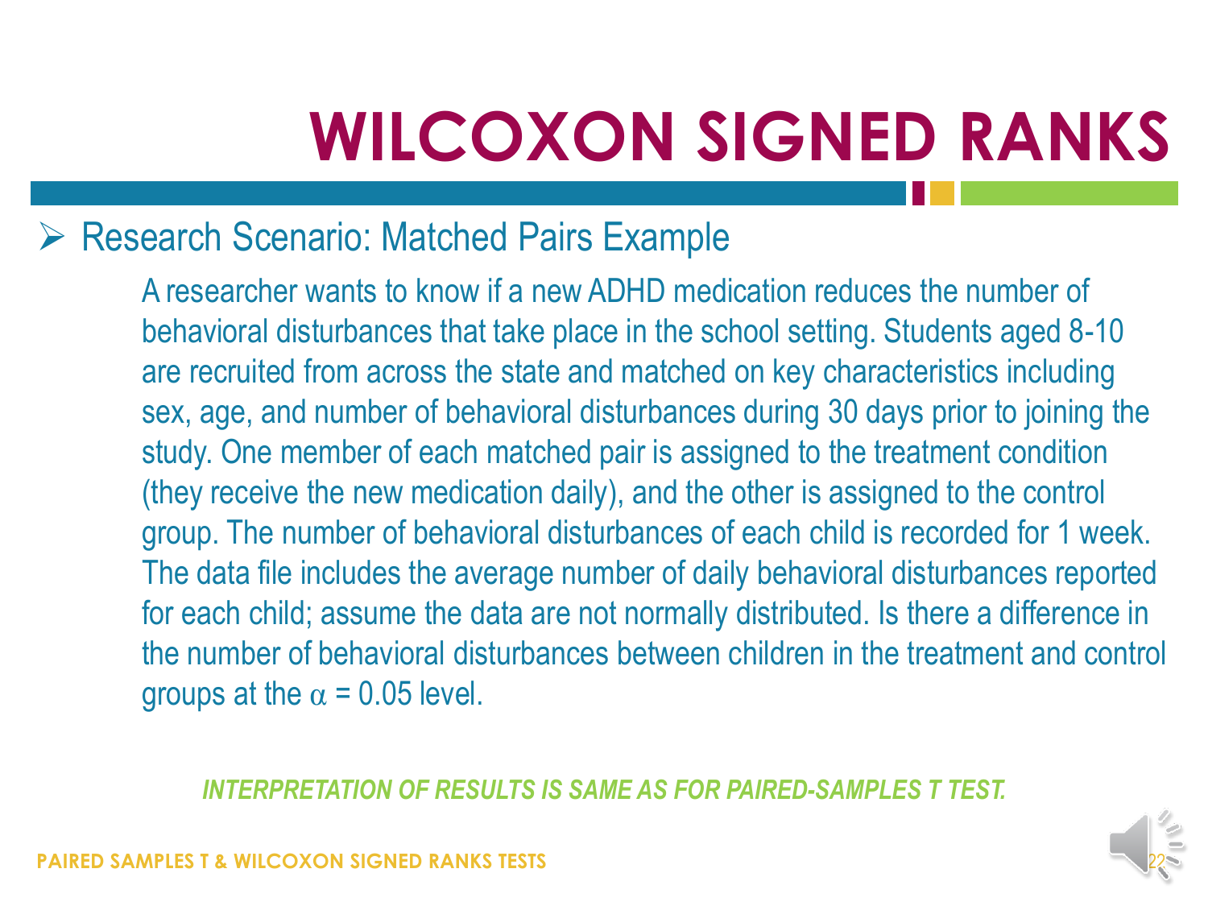# WILCOXON SIGNED RANKS

- Research Scenario: Matched Pairs Example

  A researcher wants to know if a new ADHD medication reduces the number of behavioral disturbances that take place in the school setting. Students aged 8-10 are recruited from across the state and matched on key characteristics including sex, age, and number of behavioral disturbances during 30 days prior to joining the study. One member of each matched pair is assigned to the treatment condition (they receive the new medication daily), and the other is assigned to the control group. The number of behavioral disturbances of each child is recorded for 1 week. The data file includes the average number of daily behavioral disturbances reported for each child; assume the data are not normally distributed. Is there a difference in the number of behavioral disturbances between children in the treatment and control groups at the $\alpha = 0.05$ level.

***INTERPRETATION OF RESULTS IS SAME AS FOR PAIRED-SAMPLES T TEST.***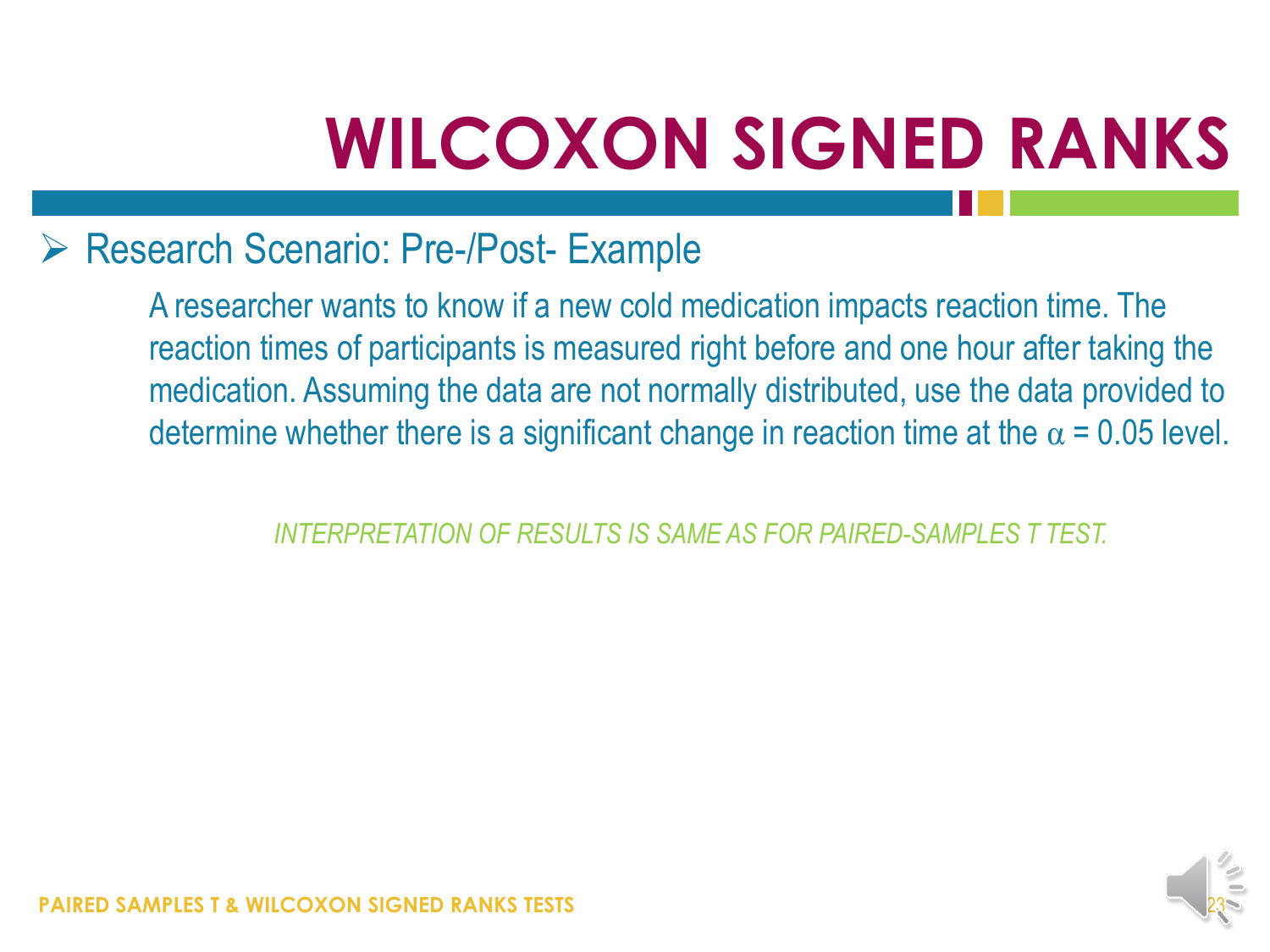# WILCOXON SIGNED RANKS

- Research Scenario: Pre-/Post- Example

  A researcher wants to know if a new cold medication impacts reaction time. The reaction times of participants is measured right before and one hour after taking the medication. Assuming the data are not normally distributed, use the data provided to determine whether there is a significant change in reaction time at the $\alpha = 0.05$ level.

*INTERPRETATION OF RESULTS IS SAME AS FOR PAIRED-SAMPLES T TEST.*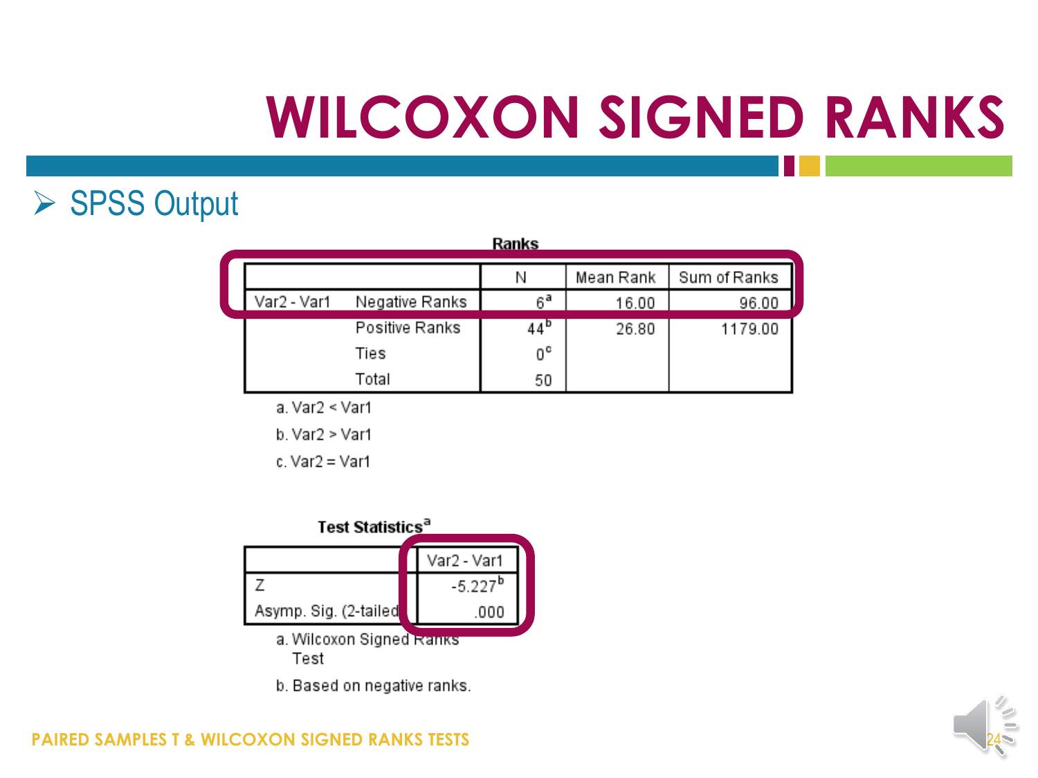# WILCOXON SIGNED RANKS

- SPSS Output

**Ranks**

| | | N | Mean Rank | Sum of Ranks |
|---|---|---|---|---|
| Var2 - Var1 | Negative Ranks | 6[a] | 16.00 | 96.00 |
| | Positive Ranks | 44[b] | 26.80 | 1179.00 |
| | Ties | 0[c] | | |
| | Total | 50 | | |

a. Var2 < Var1

b. Var2 > Var1

c. Var2 = Var1

**Test Statistics[a]**

| | Var2 - Var1 |
|---|---|
| Z | -5.227[b] |
| Asymp. Sig. (2-tailed) | .000 |

a. Wilcoxon Signed Ranks Test

b. Based on negative ranks.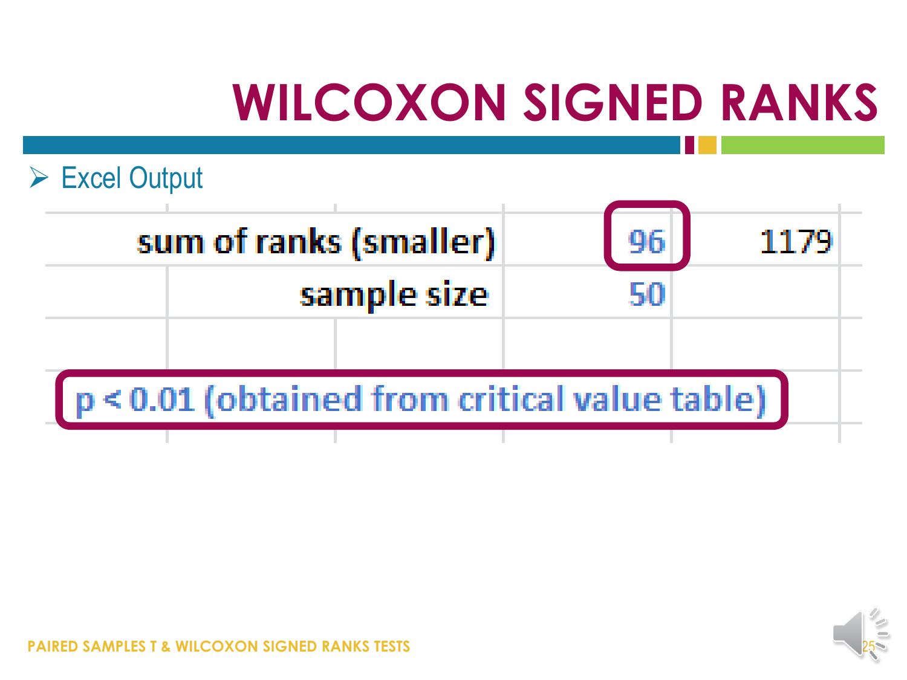# WILCOXON SIGNED RANKS

- Excel Output

| | | |
|---|---|---|
| sum of ranks (smaller) | 96 | 1179 |
| sample size | 50 | |

$p < 0.01$ (obtained from critical value table)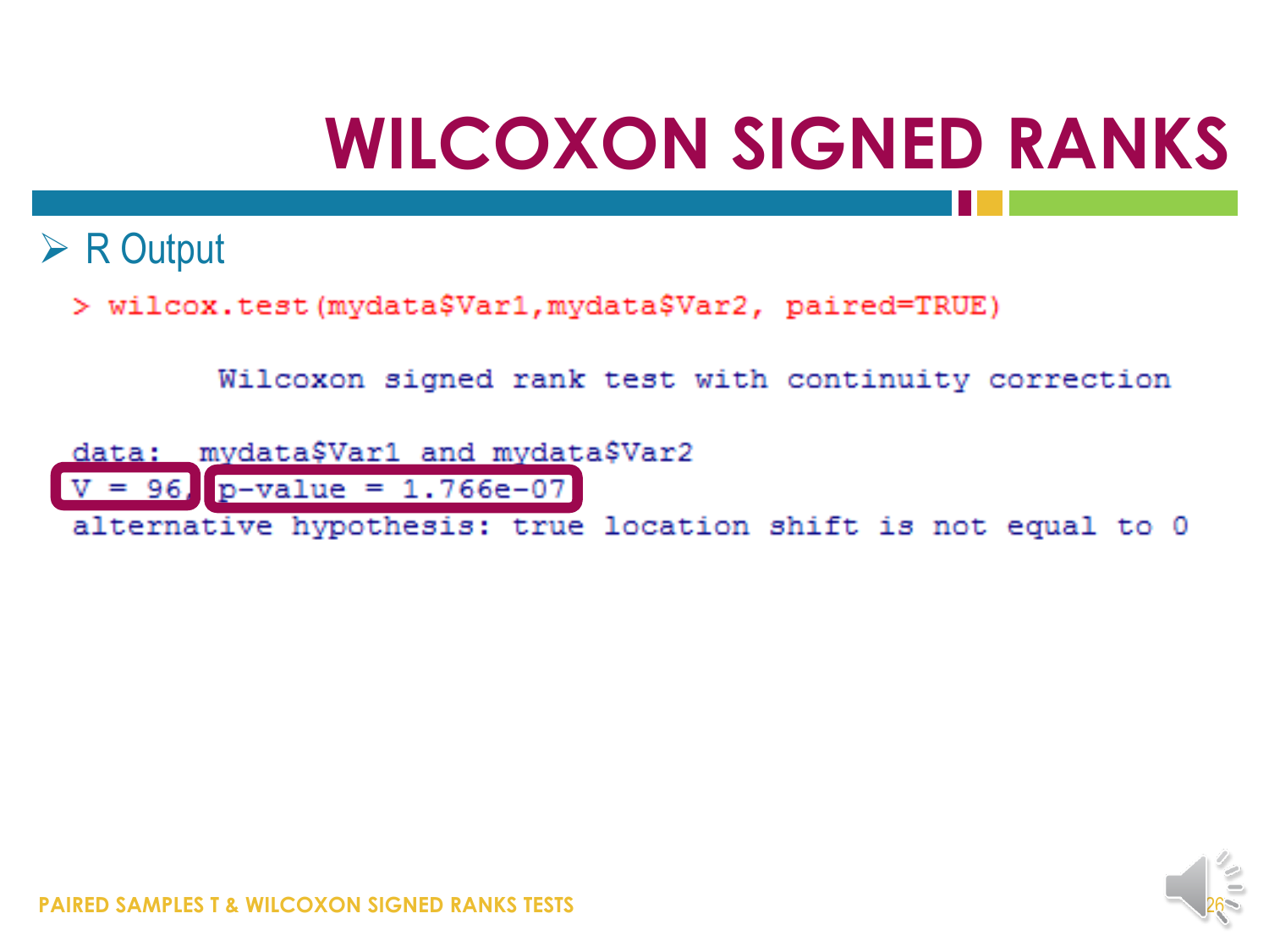# WILCOXON SIGNED RANKS

- R Output

```
> wilcox.test(mydata$Var1,mydata$Var2, paired=TRUE)

        Wilcoxon signed rank test with continuity correction

data:  mydata$Var1 and mydata$Var2
V = 96, p-value = 1.766e-07
alternative hypothesis: true location shift is not equal to 0
```